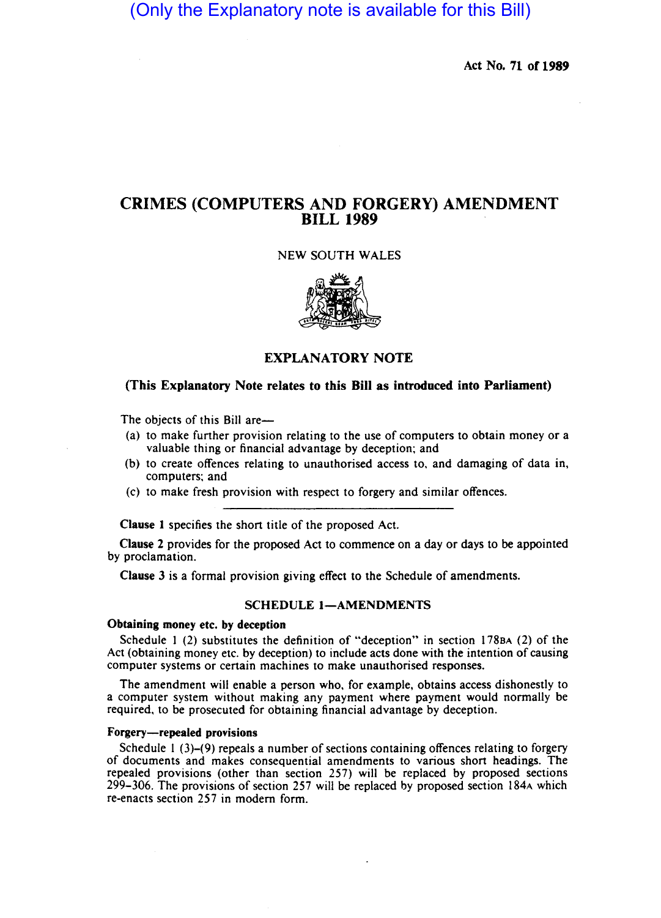(Only the Explanatory note is available for this Bill)

Act No. 71 of 1989

# CRIMES (COMPUTERS AND FORGERY) AMENDMENT BILL 1989

NEW SOUTH WALES

## EXPLANATORY NOTE

**(This Explanatory Note relates to this Bill as introduced into Parliament)**

The objects of this Bill are—

(a) to make further provision relating to the use of computers to obtain money or a valuable thing or financial advantage by deception; and

(b) to create offences relating to unauthorised access to, and damaging of data in, computers; and

(c) to make fresh provision with respect to forgery and similar offences.

---

**Clause 1** specifies the short title of the proposed Act.

**Clause 2** provides for the proposed Act to commence on a day or days to be appointed by proclamation.

**Clause 3** is a formal provision giving effect to the Schedule of amendments.

### SCHEDULE 1—AMENDMENTS

**Obtaining money etc. by deception**

Schedule 1 (2) substitutes the definition of "deception" in section 178BA (2) of the Act (obtaining money etc. by deception) to include acts done with the intention of causing computer systems or certain machines to make unauthorised responses.

The amendment will enable a person who, for example, obtains access dishonestly to a computer system without making any payment where payment would normally be required, to be prosecuted for obtaining financial advantage by deception.

**Forgery—repealed provisions**

Schedule 1 (3)–(9) repeals a number of sections containing offences relating to forgery of documents and makes consequential amendments to various short headings. The repealed provisions (other than section 257) will be replaced by proposed sections 299–306. The provisions of section 257 will be replaced by proposed section 184A which re-enacts section 257 in modern form.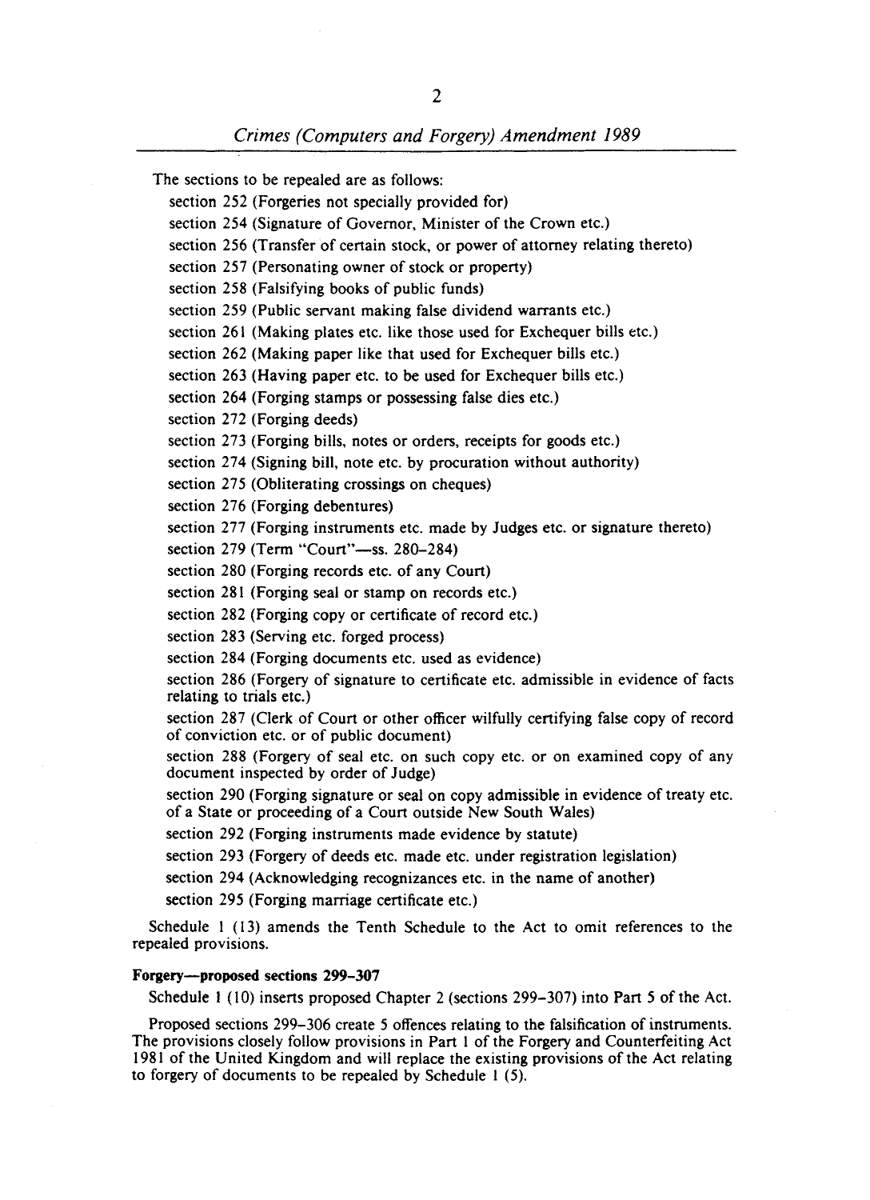The sections to be repealed are as follows:

section 252 (Forgeries not specially provided for)

section 254 (Signature of Governor, Minister of the Crown etc.)

section 256 (Transfer of certain stock, or power of attorney relating thereto)

section 257 (Personating owner of stock or property)

section 258 (Falsifying books of public funds)

section 259 (Public servant making false dividend warrants etc.)

section 261 (Making plates etc. like those used for Exchequer bills etc.)

section 262 (Making paper like that used for Exchequer bills etc.)

section 263 (Having paper etc. to be used for Exchequer bills etc.)

section 264 (Forging stamps or possessing false dies etc.)

section 272 (Forging deeds)

section 273 (Forging bills, notes or orders, receipts for goods etc.)

section 274 (Signing bill, note etc. by procuration without authority)

section 275 (Obliterating crossings on cheques)

section 276 (Forging debentures)

section 277 (Forging instruments etc. made by Judges etc. or signature thereto)

section 279 (Term "Court"—ss. 280–284)

section 280 (Forging records etc. of any Court)

section 281 (Forging seal or stamp on records etc.)

section 282 (Forging copy or certificate of record etc.)

section 283 (Serving etc. forged process)

section 284 (Forging documents etc. used as evidence)

section 286 (Forgery of signature to certificate etc. admissible in evidence of facts relating to trials etc.)

section 287 (Clerk of Court or other officer wilfully certifying false copy of record of conviction etc. or of public document)

section 288 (Forgery of seal etc. on such copy etc. or on examined copy of any document inspected by order of Judge)

section 290 (Forging signature or seal on copy admissible in evidence of treaty etc. of a State or proceeding of a Court outside New South Wales)

section 292 (Forging instruments made evidence by statute)

section 293 (Forgery of deeds etc. made etc. under registration legislation)

section 294 (Acknowledging recognizances etc. in the name of another)

section 295 (Forging marriage certificate etc.)

Schedule 1 (13) amends the Tenth Schedule to the Act to omit references to the repealed provisions.

**Forgery—proposed sections 299–307**

Schedule 1 (10) inserts proposed Chapter 2 (sections 299–307) into Part 5 of the Act.

Proposed sections 299–306 create 5 offences relating to the falsification of instruments. The provisions closely follow provisions in Part 1 of the Forgery and Counterfeiting Act 1981 of the United Kingdom and will replace the existing provisions of the Act relating to forgery of documents to be repealed by Schedule 1 (5).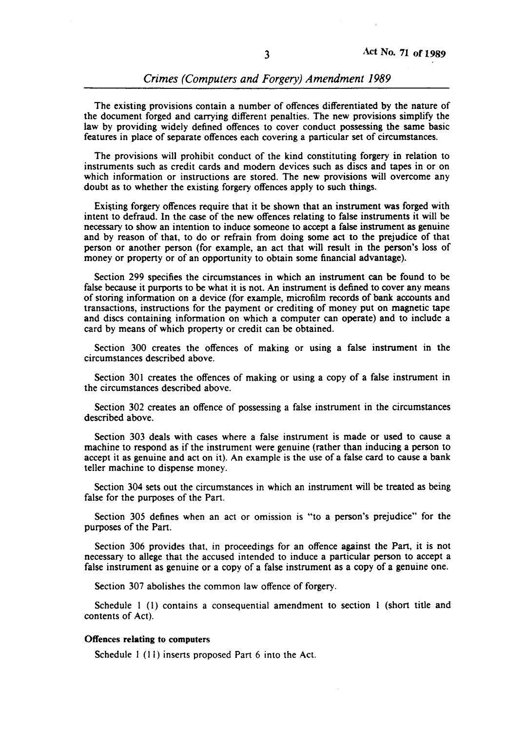The existing provisions contain a number of offences differentiated by the nature of the document forged and carrying different penalties. The new provisions simplify the law by providing widely defined offences to cover conduct possessing the same basic features in place of separate offences each covering a particular set of circumstances.

The provisions will prohibit conduct of the kind constituting forgery in relation to instruments such as credit cards and modern devices such as discs and tapes in or on which information or instructions are stored. The new provisions will overcome any doubt as to whether the existing forgery offences apply to such things.

Existing forgery offences require that it be shown that an instrument was forged with intent to defraud. In the case of the new offences relating to false instruments it will be necessary to show an intention to induce someone to accept a false instrument as genuine and by reason of that, to do or refrain from doing some act to the prejudice of that person or another person (for example, an act that will result in the person's loss of money or property or of an opportunity to obtain some financial advantage).

Section 299 specifies the circumstances in which an instrument can be found to be false because it purports to be what it is not. An instrument is defined to cover any means of storing information on a device (for example, microfilm records of bank accounts and transactions, instructions for the payment or crediting of money put on magnetic tape and discs containing information on which a computer can operate) and to include a card by means of which property or credit can be obtained.

Section 300 creates the offences of making or using a false instrument in the circumstances described above.

Section 301 creates the offences of making or using a copy of a false instrument in the circumstances described above.

Section 302 creates an offence of possessing a false instrument in the circumstances described above.

Section 303 deals with cases where a false instrument is made or used to cause a machine to respond as if the instrument were genuine (rather than inducing a person to accept it as genuine and act on it). An example is the use of a false card to cause a bank teller machine to dispense money.

Section 304 sets out the circumstances in which an instrument will be treated as being false for the purposes of the Part.

Section 305 defines when an act or omission is "to a person's prejudice" for the purposes of the Part.

Section 306 provides that, in proceedings for an offence against the Part, it is not necessary to allege that the accused intended to induce a particular person to accept a false instrument as genuine or a copy of a false instrument as a copy of a genuine one.

Section 307 abolishes the common law offence of forgery.

Schedule 1 (1) contains a consequential amendment to section 1 (short title and contents of Act).

**Offences relating to computers**

Schedule 1 (11) inserts proposed Part 6 into the Act.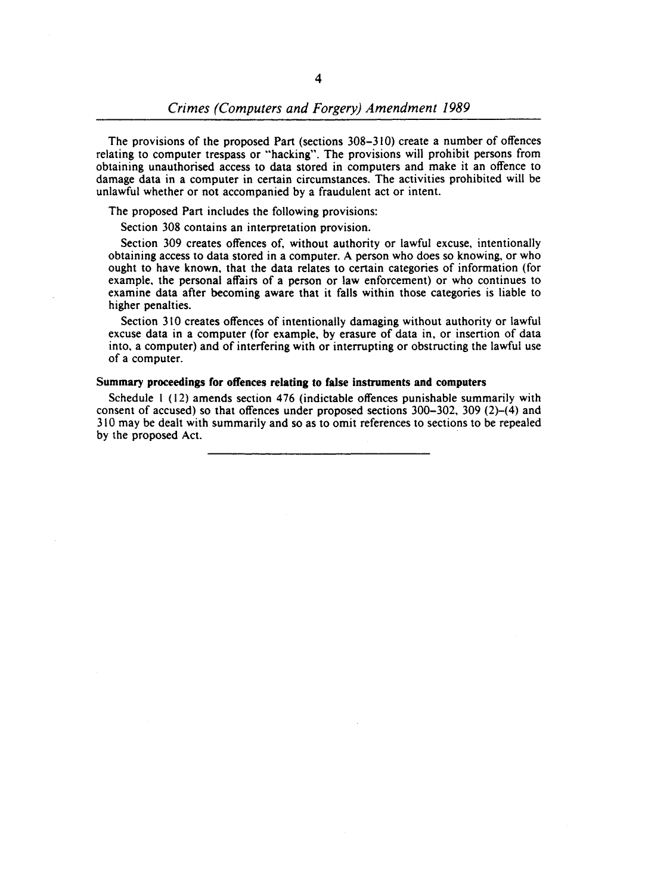The provisions of the proposed Part (sections 308–310) create a number of offences relating to computer trespass or "hacking". The provisions will prohibit persons from obtaining unauthorised access to data stored in computers and make it an offence to damage data in a computer in certain circumstances. The activities prohibited will be unlawful whether or not accompanied by a fraudulent act or intent.

The proposed Part includes the following provisions:

Section 308 contains an interpretation provision.

Section 309 creates offences of, without authority or lawful excuse, intentionally obtaining access to data stored in a computer. A person who does so knowing, or who ought to have known, that the data relates to certain categories of information (for example, the personal affairs of a person or law enforcement) or who continues to examine data after becoming aware that it falls within those categories is liable to higher penalties.

Section 310 creates offences of intentionally damaging without authority or lawful excuse data in a computer (for example, by erasure of data in, or insertion of data into, a computer) and of interfering with or interrupting or obstructing the lawful use of a computer.

**Summary proceedings for offences relating to false instruments and computers**

Schedule 1 (12) amends section 476 (indictable offences punishable summarily with consent of accused) so that offences under proposed sections 300–302, 309 (2)–(4) and 310 may be dealt with summarily and so as to omit references to sections to be repealed by the proposed Act.